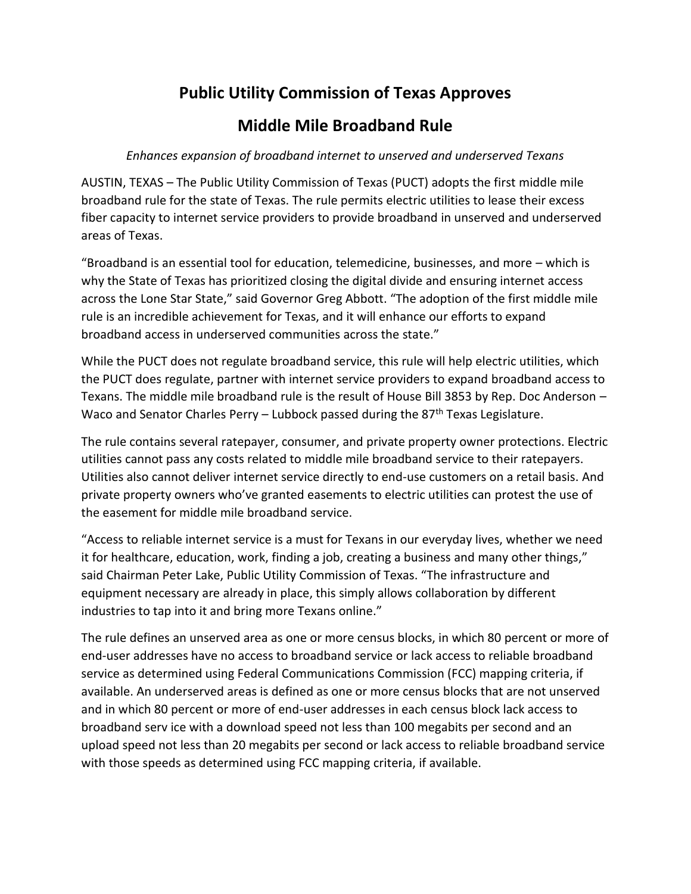# Public Utility Commission of Texas Approves

# Middle Mile Broadband Rule

*Enhances expansion of broadband internet to unserved and underserved Texans*

AUSTIN, TEXAS – The Public Utility Commission of Texas (PUCT) adopts the first middle mile broadband rule for the state of Texas. The rule permits electric utilities to lease their excess fiber capacity to internet service providers to provide broadband in unserved and underserved areas of Texas.

"Broadband is an essential tool for education, telemedicine, businesses, and more – which is why the State of Texas has prioritized closing the digital divide and ensuring internet access across the Lone Star State," said Governor Greg Abbott. "The adoption of the first middle mile rule is an incredible achievement for Texas, and it will enhance our efforts to expand broadband access in underserved communities across the state."

While the PUCT does not regulate broadband service, this rule will help electric utilities, which the PUCT does regulate, partner with internet service providers to expand broadband access to Texans. The middle mile broadband rule is the result of House Bill 3853 by Rep. Doc Anderson – Waco and Senator Charles Perry – Lubbock passed during the 87th Texas Legislature.

The rule contains several ratepayer, consumer, and private property owner protections. Electric utilities cannot pass any costs related to middle mile broadband service to their ratepayers. Utilities also cannot deliver internet service directly to end-use customers on a retail basis. And private property owners who've granted easements to electric utilities can protest the use of the easement for middle mile broadband service.

"Access to reliable internet service is a must for Texans in our everyday lives, whether we need it for healthcare, education, work, finding a job, creating a business and many other things," said Chairman Peter Lake, Public Utility Commission of Texas. "The infrastructure and equipment necessary are already in place, this simply allows collaboration by different industries to tap into it and bring more Texans online."

The rule defines an unserved area as one or more census blocks, in which 80 percent or more of end-user addresses have no access to broadband service or lack access to reliable broadband service as determined using Federal Communications Commission (FCC) mapping criteria, if available. An underserved areas is defined as one or more census blocks that are not unserved and in which 80 percent or more of end-user addresses in each census block lack access to broadband serv ice with a download speed not less than 100 megabits per second and an upload speed not less than 20 megabits per second or lack access to reliable broadband service with those speeds as determined using FCC mapping criteria, if available.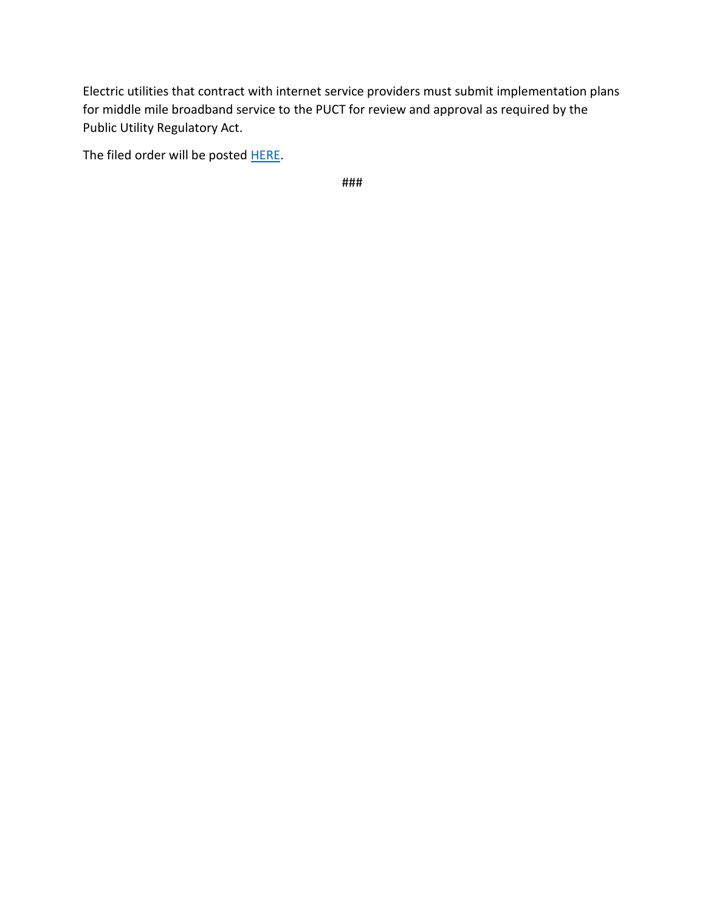Electric utilities that contract with internet service providers must submit implementation plans for middle mile broadband service to the PUCT for review and approval as required by the Public Utility Regulatory Act.

The filed order will be posted HERE.

###